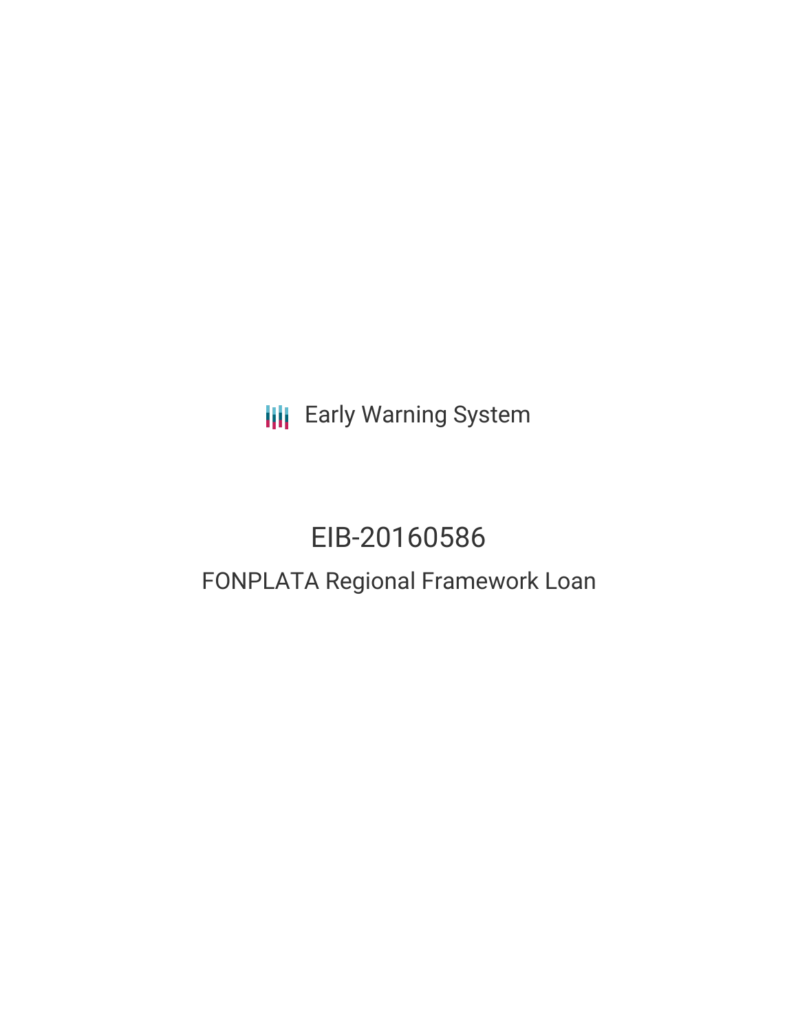Early Warning System

# EIB-20160586

## FONPLATA Regional Framework Loan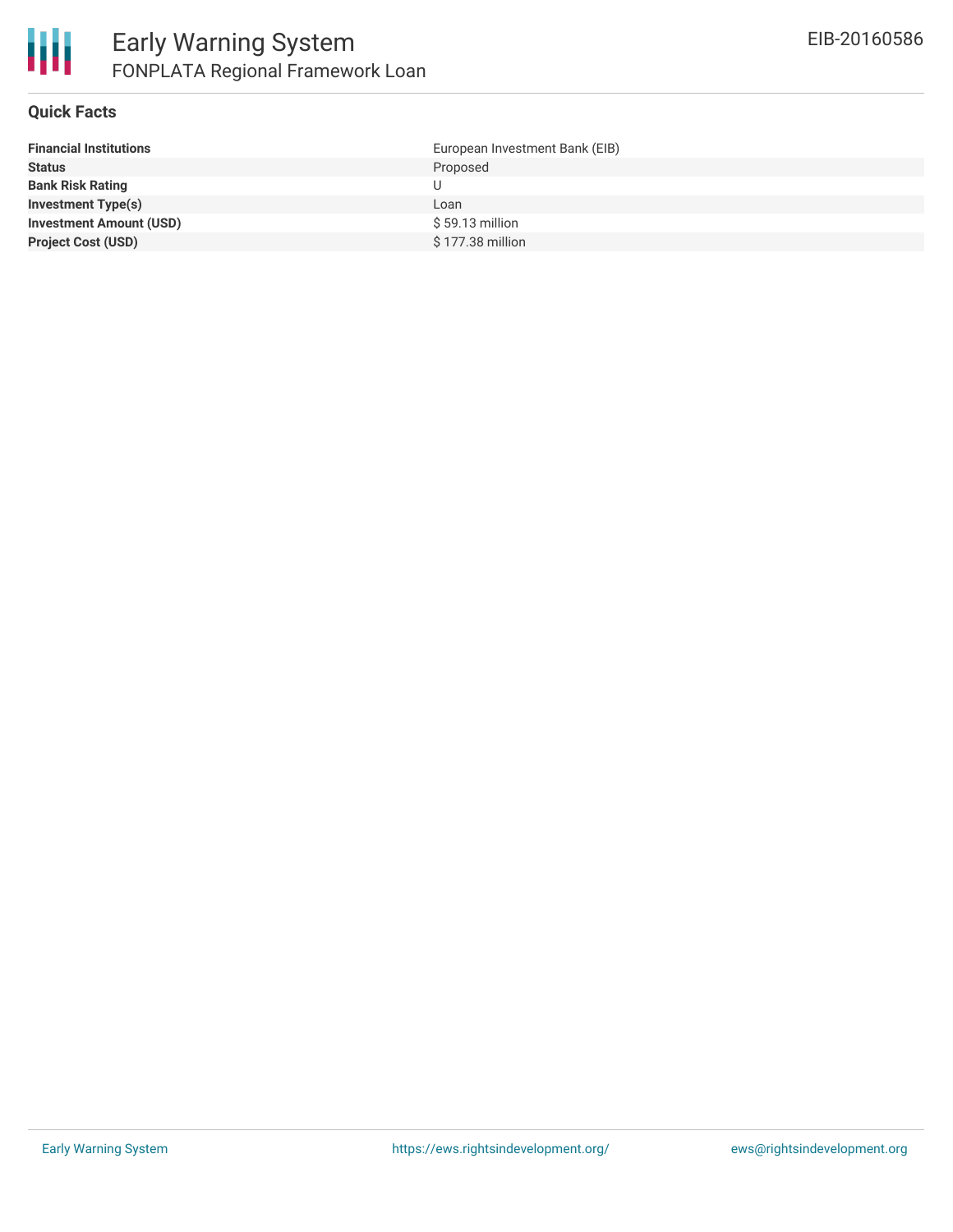## Quick Facts

| | |
|---|---|
| **Financial Institutions** | European Investment Bank (EIB) |
| **Status** | Proposed |
| **Bank Risk Rating** | U |
| **Investment Type(s)** | Loan |
| **Investment Amount (USD)** | $ 59.13 million |
| **Project Cost (USD)** | $ 177.38 million |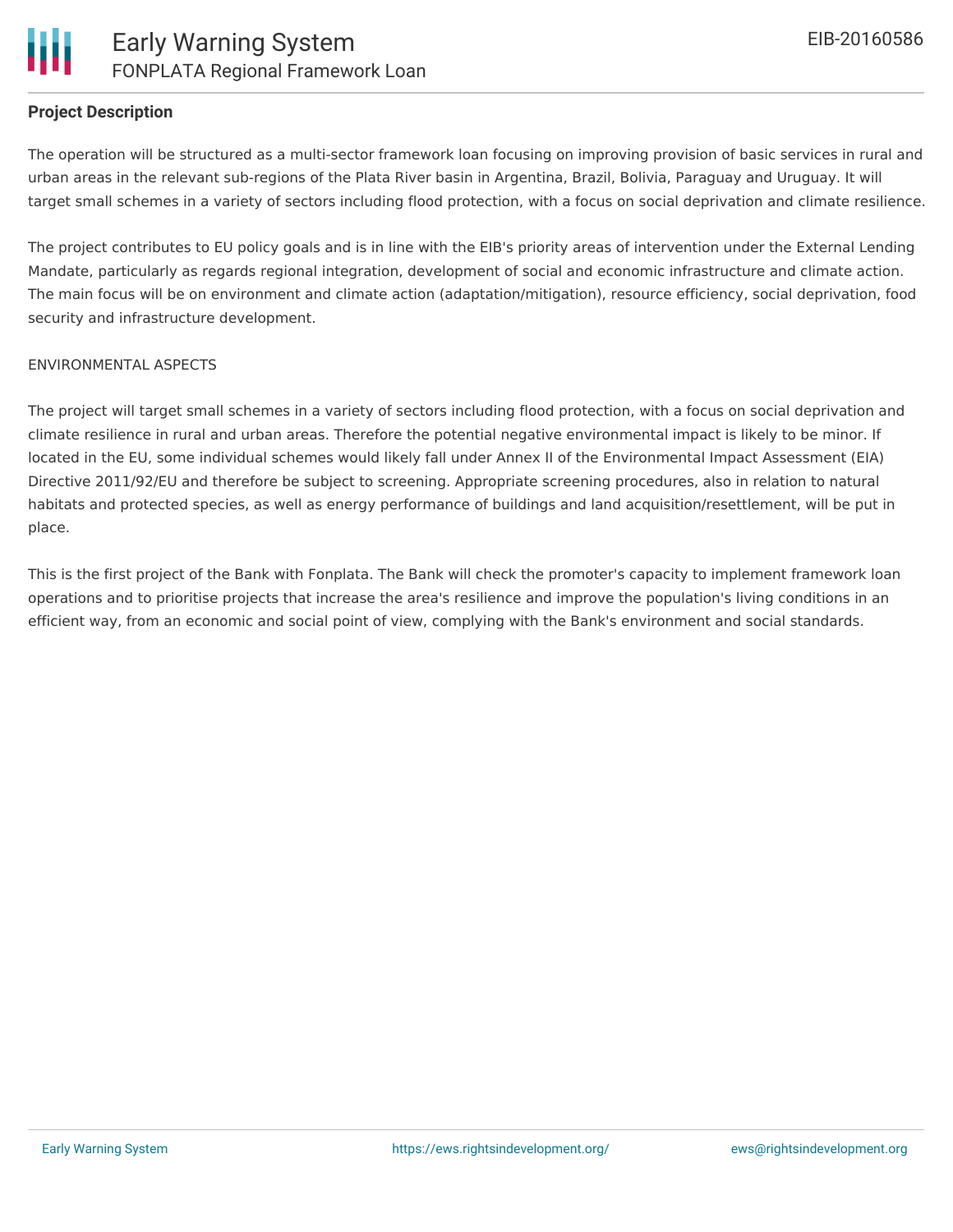## Project Description

The operation will be structured as a multi-sector framework loan focusing on improving provision of basic services in rural and urban areas in the relevant sub-regions of the Plata River basin in Argentina, Brazil, Bolivia, Paraguay and Uruguay. It will target small schemes in a variety of sectors including flood protection, with a focus on social deprivation and climate resilience.

The project contributes to EU policy goals and is in line with the EIB's priority areas of intervention under the External Lending Mandate, particularly as regards regional integration, development of social and economic infrastructure and climate action. The main focus will be on environment and climate action (adaptation/mitigation), resource efficiency, social deprivation, food security and infrastructure development.

ENVIRONMENTAL ASPECTS

The project will target small schemes in a variety of sectors including flood protection, with a focus on social deprivation and climate resilience in rural and urban areas. Therefore the potential negative environmental impact is likely to be minor. If located in the EU, some individual schemes would likely fall under Annex II of the Environmental Impact Assessment (EIA) Directive 2011/92/EU and therefore be subject to screening. Appropriate screening procedures, also in relation to natural habitats and protected species, as well as energy performance of buildings and land acquisition/resettlement, will be put in place.

This is the first project of the Bank with Fonplata. The Bank will check the promoter's capacity to implement framework loan operations and to prioritise projects that increase the area's resilience and improve the population's living conditions in an efficient way, from an economic and social point of view, complying with the Bank's environment and social standards.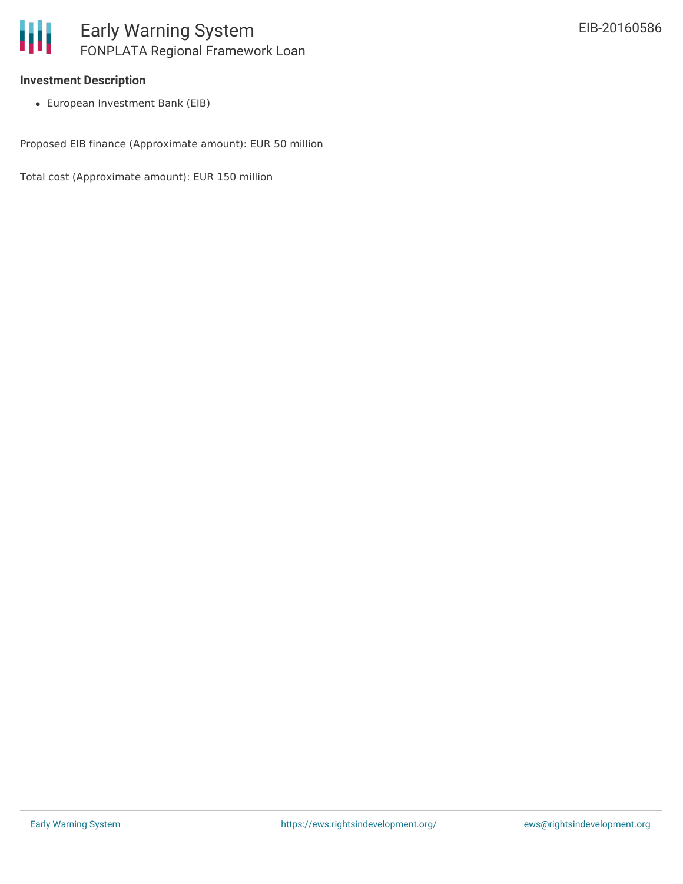**Investment Description**

- European Investment Bank (EIB)

Proposed EIB finance (Approximate amount): EUR 50 million

Total cost (Approximate amount): EUR 150 million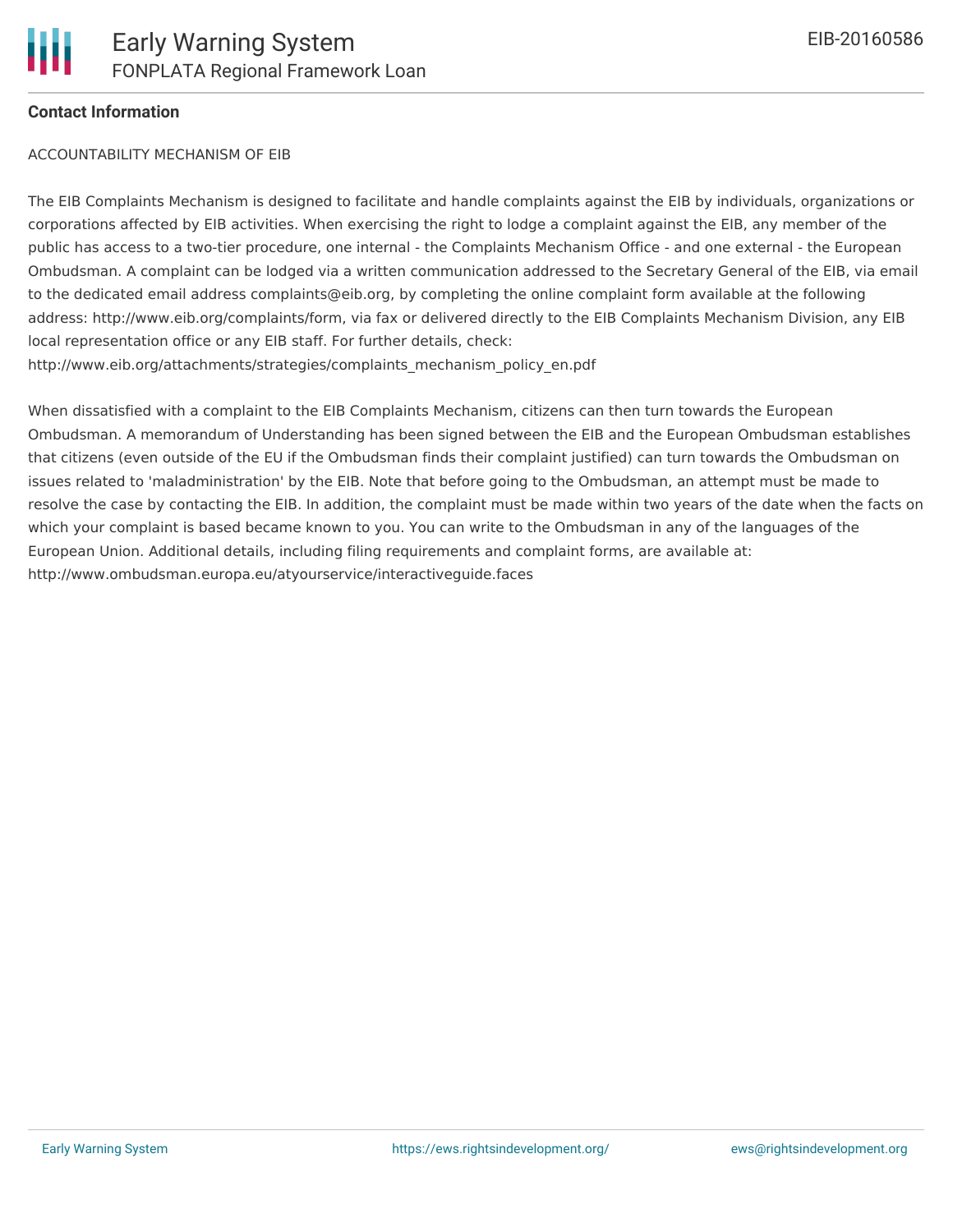**Contact Information**

ACCOUNTABILITY MECHANISM OF EIB

The EIB Complaints Mechanism is designed to facilitate and handle complaints against the EIB by individuals, organizations or corporations affected by EIB activities. When exercising the right to lodge a complaint against the EIB, any member of the public has access to a two-tier procedure, one internal - the Complaints Mechanism Office - and one external - the European Ombudsman. A complaint can be lodged via a written communication addressed to the Secretary General of the EIB, via email to the dedicated email address complaints@eib.org, by completing the online complaint form available at the following address: http://www.eib.org/complaints/form, via fax or delivered directly to the EIB Complaints Mechanism Division, any EIB local representation office or any EIB staff. For further details, check: http://www.eib.org/attachments/strategies/complaints_mechanism_policy_en.pdf

When dissatisfied with a complaint to the EIB Complaints Mechanism, citizens can then turn towards the European Ombudsman. A memorandum of Understanding has been signed between the EIB and the European Ombudsman establishes that citizens (even outside of the EU if the Ombudsman finds their complaint justified) can turn towards the Ombudsman on issues related to 'maladministration' by the EIB. Note that before going to the Ombudsman, an attempt must be made to resolve the case by contacting the EIB. In addition, the complaint must be made within two years of the date when the facts on which your complaint is based became known to you. You can write to the Ombudsman in any of the languages of the European Union. Additional details, including filing requirements and complaint forms, are available at: http://www.ombudsman.europa.eu/atyourservice/interactiveguide.faces